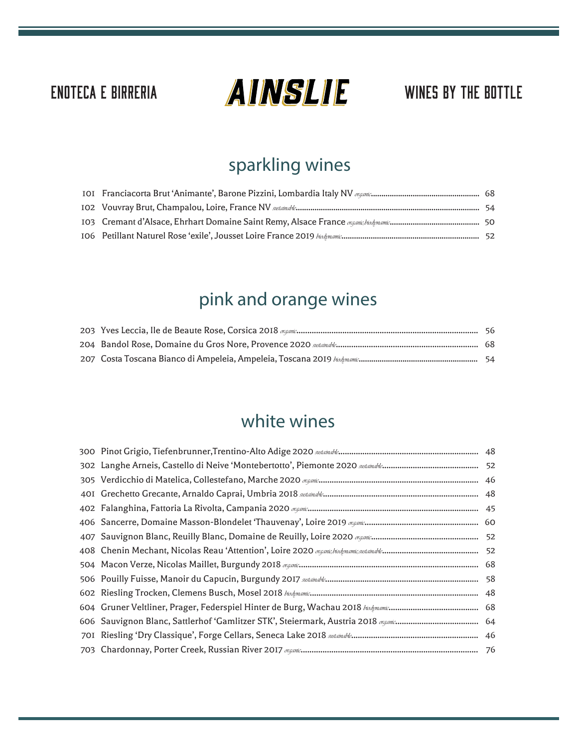ENOTECA E BIRRERIA **AINSLIE** WINES BY THE BOTTLE

## sparkling wines

101 Franciacorta Brut 'Animante', Barone Pizzini, Lombardia Italy NV *organic* ........ 68
102 Vouvray Brut, Champalou, Loire, France NV *sustainable* ........ 54
103 Cremant d'Alsace, Ehrhart Domaine Saint Remy, Alsace France *organic;biodynamic* ........ 50
106 Petillant Naturel Rose 'exile', Jousset Loire France 2019 *biodynamic* ........ 52

## pink and orange wines

203 Yves Leccia, Ile de Beaute Rose, Corsica 2018 *organic* ........ 56
204 Bandol Rose, Domaine du Gros Nore, Provence 2020 *sustainable* ........ 68
207 Costa Toscana Bianco di Ampeleia, Ampeleia, Toscana 2019 *biodynamic* ........ 54

## white wines

300 Pinot Grigio, Tiefenbrunner,Trentino-Alto Adige 2020 *sustainable* ........ 48
302 Langhe Arneis, Castello di Neive 'Montebertotto', Piemonte 2020 *sustainable* ........ 52
305 Verdicchio di Matelica, Collestefano, Marche 2020 *organic* ........ 46
401 Grechetto Grecante, Arnaldo Caprai, Umbria 2018 *sustainable* ........ 48
402 Falanghina, Fattoria La Rivolta, Campania 2020 *organic* ........ 45
406 Sancerre, Domaine Masson-Blondelet 'Thauvenay', Loire 2019 *organic* ........ 60
407 Sauvignon Blanc, Reuilly Blanc, Domaine de Reuilly, Loire 2020 *organic* ........ 52
408 Chenin Mechant, Nicolas Reau 'Attention', Loire 2020 *organic;biodynamic;sustainable* ........ 52
504 Macon Verze, Nicolas Maillet, Burgundy 2018 *organic* ........ 68
506 Pouilly Fuisse, Manoir du Capucin, Burgundy 2017 *sustainable* ........ 58
602 Riesling Trocken, Clemens Busch, Mosel 2018 *biodynamic* ........ 48
604 Gruner Veltliner, Prager, Federspiel Hinter de Burg, Wachau 2018 *biodynamic* ........ 68
606 Sauvignon Blanc, Sattlerhof 'Gamlitzer STK', Steiermark, Austria 2018 *organic* ........ 64
701 Riesling 'Dry Classique', Forge Cellars, Seneca Lake 2018 *sustainable* ........ 46
703 Chardonnay, Porter Creek, Russian River 2017 *organic* ........ 76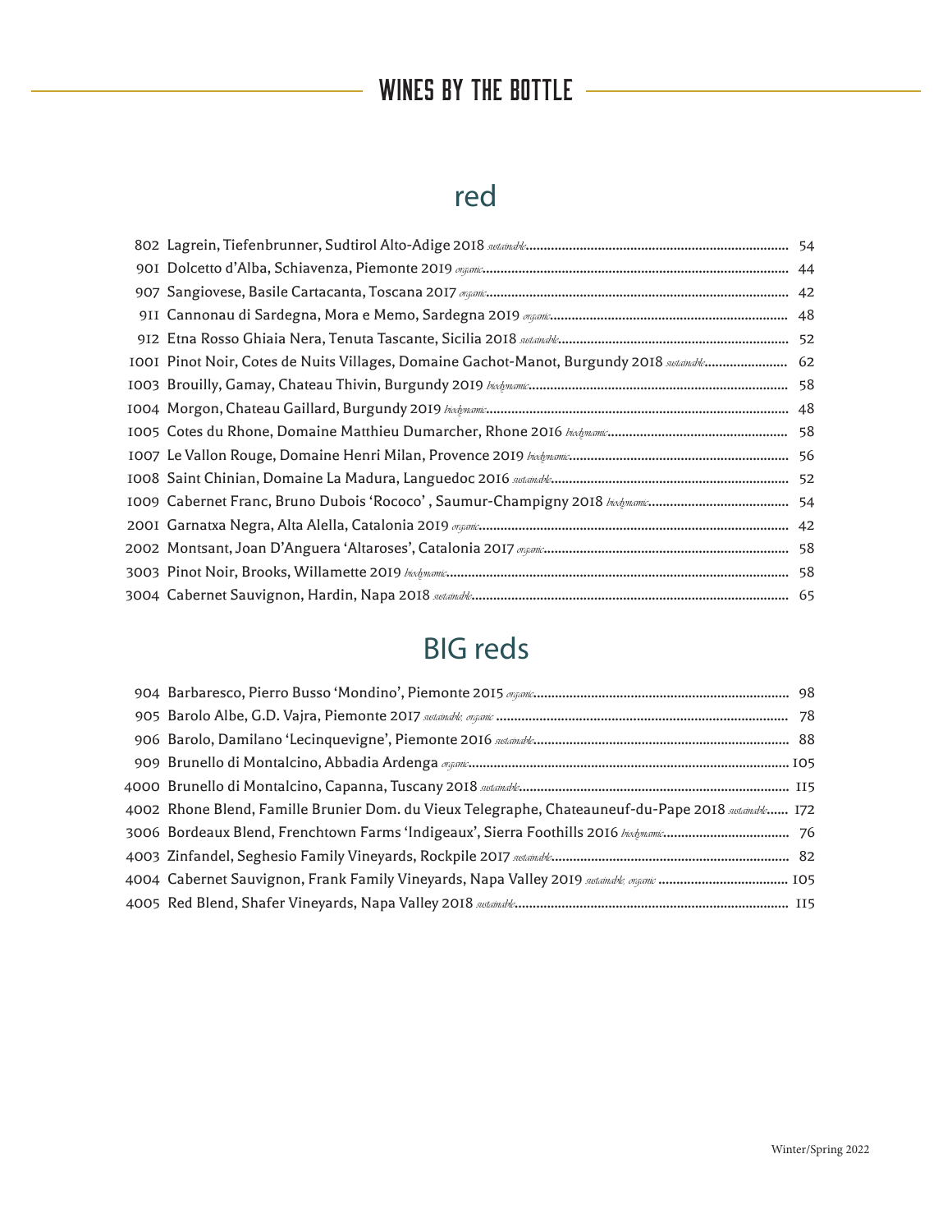## WINES BY THE BOTTLE

### red

802 Lagrein, Tiefenbrunner, Sudtirol Alto-Adige 2018 *sustainable* ........ 54
901 Dolcetto d'Alba, Schiavenza, Piemonte 2019 *organic* ........ 44
907 Sangiovese, Basile Cartacanta, Toscana 2017 *organic* ........ 42
911 Cannonau di Sardegna, Mora e Memo, Sardegna 2019 *organic* ........ 48
912 Etna Rosso Ghiaia Nera, Tenuta Tascante, Sicilia 2018 *sustainable* ........ 52
1001 Pinot Noir, Cotes de Nuits Villages, Domaine Gachot-Manot, Burgundy 2018 *sustainable* ........ 62
1003 Brouilly, Gamay, Chateau Thivin, Burgundy 2019 *biodynamic* ........ 58
1004 Morgon, Chateau Gaillard, Burgundy 2019 *biodynamic* ........ 48
1005 Cotes du Rhone, Domaine Matthieu Dumarcher, Rhone 2016 *biodynamic* ........ 58
1007 Le Vallon Rouge, Domaine Henri Milan, Provence 2019 *biodynamic* ........ 56
1008 Saint Chinian, Domaine La Madura, Languedoc 2016 *sustainable* ........ 52
1009 Cabernet Franc, Bruno Dubois 'Rococo' , Saumur-Champigny 2018 *biodynamic* ........ 54
2001 Garnatxa Negra, Alta Alella, Catalonia 2019 *organic* ........ 42
2002 Montsant, Joan D'Anguera 'Altaroses', Catalonia 2017 *organic* ........ 58
3003 Pinot Noir, Brooks, Willamette 2019 *biodynamic* ........ 58
3004 Cabernet Sauvignon, Hardin, Napa 2018 *sustainable* ........ 65

### BIG reds

904 Barbaresco, Pierro Busso 'Mondino', Piemonte 2015 *organic* ........ 98
905 Barolo Albe, G.D. Vajra, Piemonte 2017 *sustainable, organic* ........ 78
906 Barolo, Damilano 'Lecinquevigne', Piemonte 2016 *sustainable* ........ 88
909 Brunello di Montalcino, Abbadia Ardenga *organic* ........ 105
4000 Brunello di Montalcino, Capanna, Tuscany 2018 *sustainable* ........ 115
4002 Rhone Blend, Famille Brunier Dom. du Vieux Telegraphe, Chateauneuf-du-Pape 2018 *sustainable* ........ 172
3006 Bordeaux Blend, Frenchtown Farms 'Indigeaux', Sierra Foothills 2016 *biodynamic* ........ 76
4003 Zinfandel, Seghesio Family Vineyards, Rockpile 2017 *sustainable* ........ 82
4004 Cabernet Sauvignon, Frank Family Vineyards, Napa Valley 2019 *sustainable, organic* ........ 105
4005 Red Blend, Shafer Vineyards, Napa Valley 2018 *sustainable* ........ 115

Winter/Spring 2022